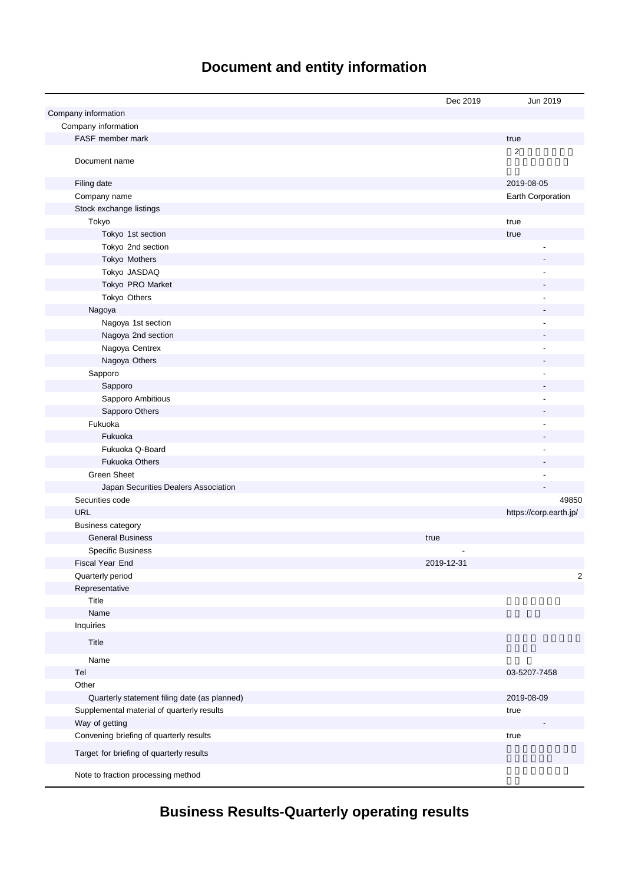# Document and entity information

| | Dec 2019 | Jun 2019 |
|---|---|---|
| Company information | | |
| Company information | | |
| FASF member mark | | true |
| Document name | | 2 |
| Filing date | | 2019-08-05 |
| Company name | | Earth Corporation |
| Stock exchange listings | | |
| Tokyo | | true |
| Tokyo 1st section | | true |
| Tokyo 2nd section | | - |
| Tokyo Mothers | | - |
| Tokyo JASDAQ | | - |
| Tokyo PRO Market | | - |
| Tokyo Others | | - |
| Nagoya | | - |
| Nagoya 1st section | | - |
| Nagoya 2nd section | | - |
| Nagoya Centrex | | - |
| Nagoya Others | | - |
| Sapporo | | - |
| Sapporo | | - |
| Sapporo Ambitious | | - |
| Sapporo Others | | - |
| Fukuoka | | - |
| Fukuoka | | - |
| Fukuoka Q-Board | | - |
| Fukuoka Others | | - |
| Green Sheet | | - |
| Japan Securities Dealers Association | | - |
| Securities code | | 49850 |
| URL | | https://corp.earth.jp/ |
| Business category | | |
| General Business | true | |
| Specific Business | - | |
| Fiscal Year End | 2019-12-31 | |
| Quarterly period | | 2 |
| Representative | | |
| Title | | |
| Name | | |
| Inquiries | | |
| Title | | |
| Name | | |
| Tel | | 03-5207-7458 |
| Other | | |
| Quarterly statement filing date (as planned) | | 2019-08-09 |
| Supplemental material of quarterly results | | true |
| Way of getting | | - |
| Convening briefing of quarterly results | | true |
| Target for briefing of quarterly results | | |
| Note to fraction processing method | | |

# Business Results-Quarterly operating results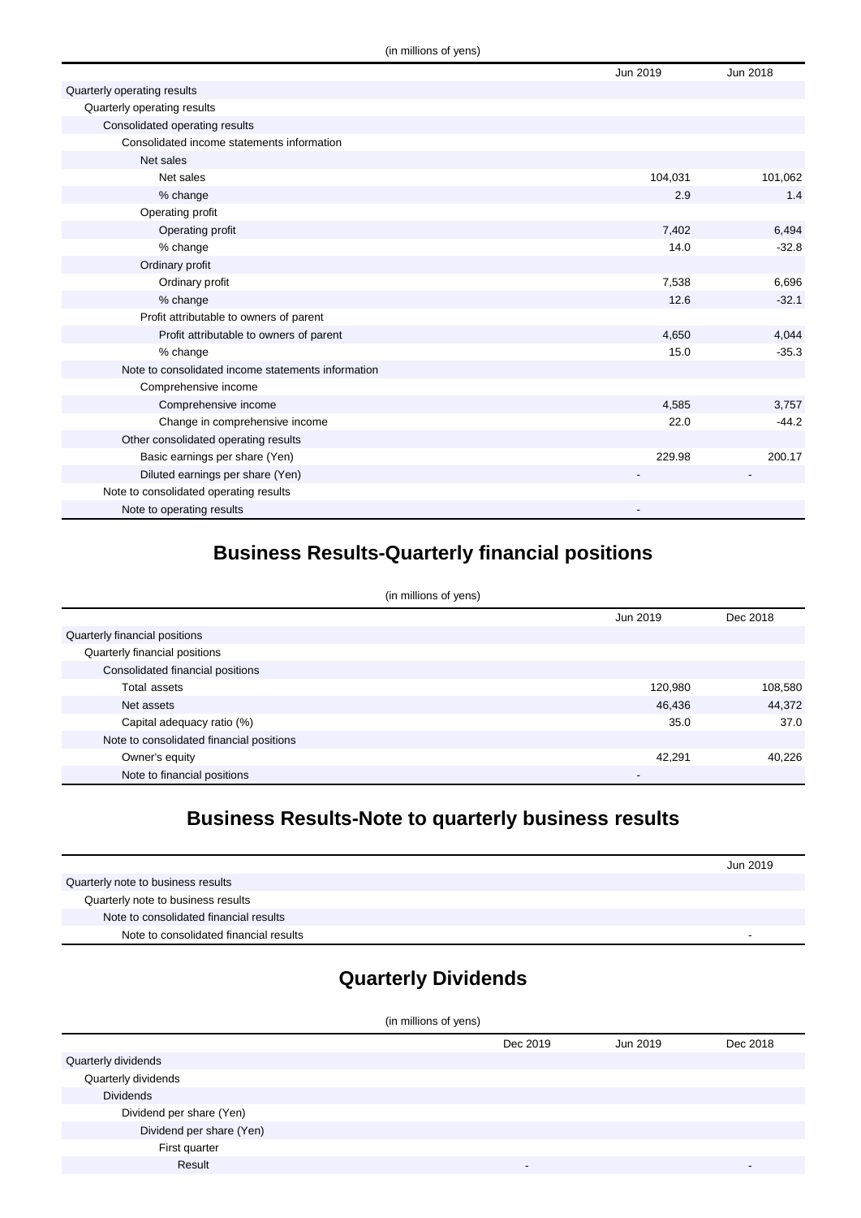(in millions of yens)

| | Jun 2019 | Jun 2018 |
|---|---|---|
| Quarterly operating results | | |
| Quarterly operating results | | |
| Consolidated operating results | | |
| Consolidated income statements information | | |
| Net sales | | |
| Net sales | 104,031 | 101,062 |
| % change | 2.9 | 1.4 |
| Operating profit | | |
| Operating profit | 7,402 | 6,494 |
| % change | 14.0 | -32.8 |
| Ordinary profit | | |
| Ordinary profit | 7,538 | 6,696 |
| % change | 12.6 | -32.1 |
| Profit attributable to owners of parent | | |
| Profit attributable to owners of parent | 4,650 | 4,044 |
| % change | 15.0 | -35.3 |
| Note to consolidated income statements information | | |
| Comprehensive income | | |
| Comprehensive income | 4,585 | 3,757 |
| Change in comprehensive income | 22.0 | -44.2 |
| Other consolidated operating results | | |
| Basic earnings per share (Yen) | 229.98 | 200.17 |
| Diluted earnings per share (Yen) | - | - |
| Note to consolidated operating results | | |
| Note to operating results | - | |

## Business Results-Quarterly financial positions

(in millions of yens)

| | Jun 2019 | Dec 2018 |
|---|---|---|
| Quarterly financial positions | | |
| Quarterly financial positions | | |
| Consolidated financial positions | | |
| Total assets | 120,980 | 108,580 |
| Net assets | 46,436 | 44,372 |
| Capital adequacy ratio (%) | 35.0 | 37.0 |
| Note to consolidated financial positions | | |
| Owner's equity | 42,291 | 40,226 |
| Note to financial positions | - | |

## Business Results-Note to quarterly business results

| | Jun 2019 |
|---|---|
| Quarterly note to business results | |
| Quarterly note to business results | |
| Note to consolidated financial results | |
| Note to consolidated financial results | - |

## Quarterly Dividends

(in millions of yens)

| | Dec 2019 | Jun 2019 | Dec 2018 |
|---|---|---|---|
| Quarterly dividends | | | |
| Quarterly dividends | | | |
| Dividends | | | |
| Dividend per share (Yen) | | | |
| Dividend per share (Yen) | | | |
| First quarter | | | |
| Result | - | | - |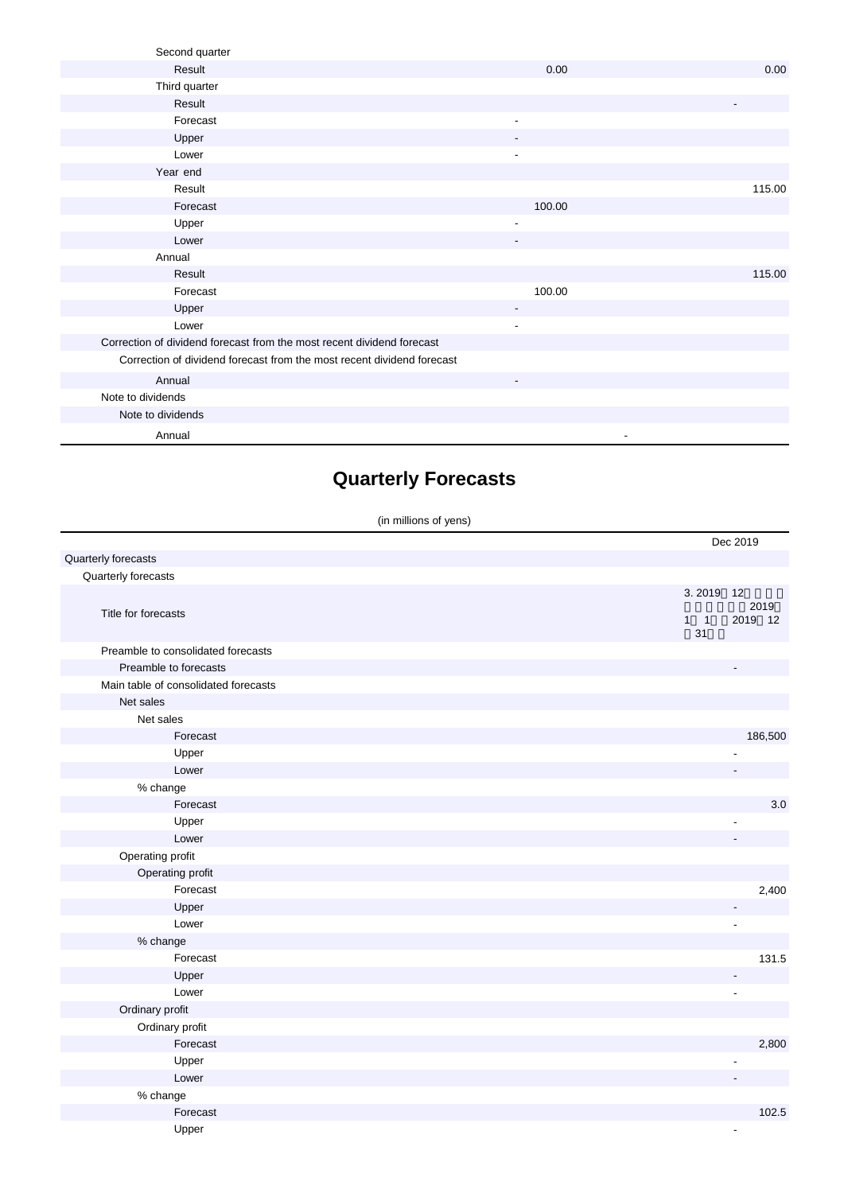| | | |
|---|---|---|
| Second quarter | | |
| Result | 0.00 | 0.00 |
| Third quarter | | |
| Result | | - |
| Forecast | - | |
| Upper | - | |
| Lower | - | |
| Year end | | |
| Result | | 115.00 |
| Forecast | 100.00 | |
| Upper | - | |
| Lower | - | |
| Annual | | |
| Result | | 115.00 |
| Forecast | 100.00 | |
| Upper | - | |
| Lower | - | |
| Correction of dividend forecast from the most recent dividend forecast | | |
| Correction of dividend forecast from the most recent dividend forecast | | |
| Annual | - | |
| Note to dividends | | |
| Note to dividends | | |
| Annual | - | |

# Quarterly Forecasts

(in millions of yens)

| | Dec 2019 |
|---|---|
| Quarterly forecasts | |
| Quarterly forecasts | |
| Title for forecasts | 3. 2019年12月期の連結業績予想（2019年1月1日～2019年12月31日） |
| Preamble to consolidated forecasts | |
| Preamble to forecasts | - |
| Main table of consolidated forecasts | |
| Net sales | |
| Net sales | |
| Forecast | 186,500 |
| Upper | - |
| Lower | - |
| % change | |
| Forecast | 3.0 |
| Upper | - |
| Lower | - |
| Operating profit | |
| Operating profit | |
| Forecast | 2,400 |
| Upper | - |
| Lower | - |
| % change | |
| Forecast | 131.5 |
| Upper | - |
| Lower | - |
| Ordinary profit | |
| Ordinary profit | |
| Forecast | 2,800 |
| Upper | - |
| Lower | - |
| % change | |
| Forecast | 102.5 |
| Upper | - |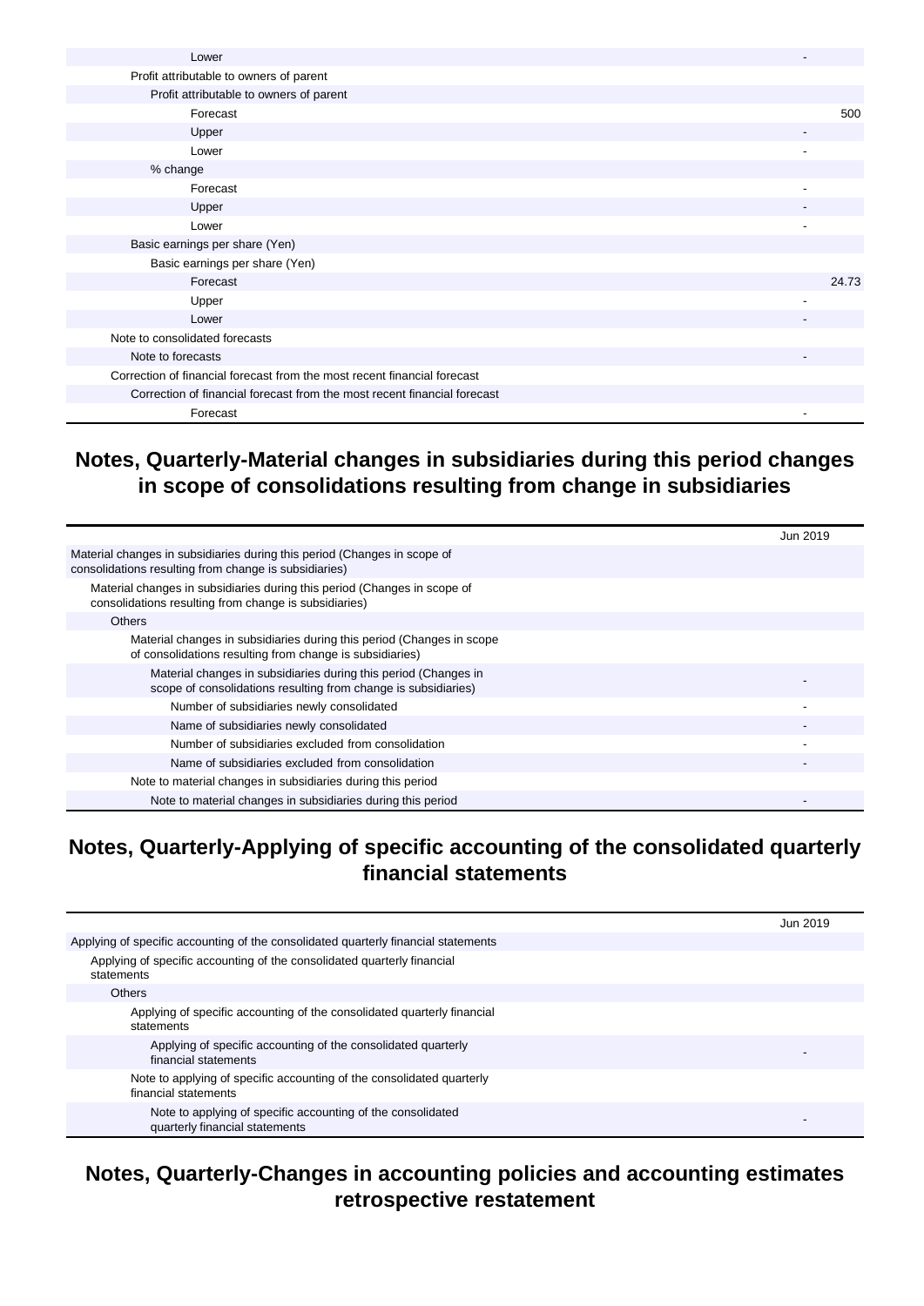| | |
|---|---|
| Lower | - |
| Profit attributable to owners of parent | |
| Profit attributable to owners of parent | |
| Forecast | 500 |
| Upper | - |
| Lower | - |
| % change | |
| Forecast | - |
| Upper | - |
| Lower | - |
| Basic earnings per share (Yen) | |
| Basic earnings per share (Yen) | |
| Forecast | 24.73 |
| Upper | - |
| Lower | - |
| Note to consolidated forecasts | |
| Note to forecasts | - |
| Correction of financial forecast from the most recent financial forecast | |
| Correction of financial forecast from the most recent financial forecast | |
| Forecast | - |

## Notes, Quarterly-Material changes in subsidiaries during this period changes in scope of consolidations resulting from change in subsidiaries

| | Jun 2019 |
|---|---|
| Material changes in subsidiaries during this period (Changes in scope of consolidations resulting from change is subsidiaries) | |
| Material changes in subsidiaries during this period (Changes in scope of consolidations resulting from change is subsidiaries) | |
| Others | |
| Material changes in subsidiaries during this period (Changes in scope of consolidations resulting from change is subsidiaries) | |
| Material changes in subsidiaries during this period (Changes in scope of consolidations resulting from change is subsidiaries) | - |
| Number of subsidiaries newly consolidated | - |
| Name of subsidiaries newly consolidated | - |
| Number of subsidiaries excluded from consolidation | - |
| Name of subsidiaries excluded from consolidation | - |
| Note to material changes in subsidiaries during this period | |
| Note to material changes in subsidiaries during this period | - |

## Notes, Quarterly-Applying of specific accounting of the consolidated quarterly financial statements

| | Jun 2019 |
|---|---|
| Applying of specific accounting of the consolidated quarterly financial statements | |
| Applying of specific accounting of the consolidated quarterly financial statements | |
| Others | |
| Applying of specific accounting of the consolidated quarterly financial statements | |
| Applying of specific accounting of the consolidated quarterly financial statements | - |
| Note to applying of specific accounting of the consolidated quarterly financial statements | |
| Note to applying of specific accounting of the consolidated quarterly financial statements | - |

## Notes, Quarterly-Changes in accounting policies and accounting estimates retrospective restatement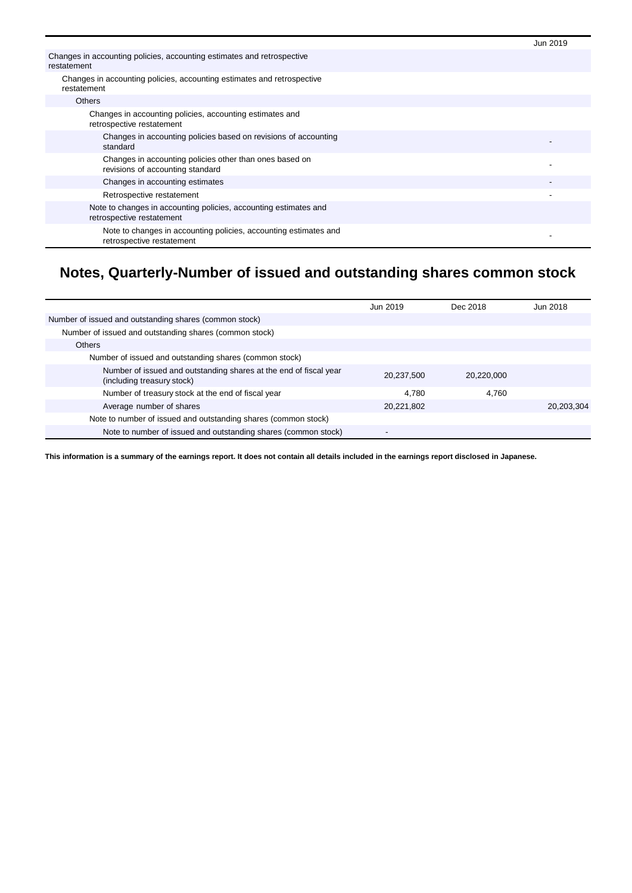| | Jun 2019 |
|---|---|
| Changes in accounting policies, accounting estimates and retrospective restatement | |
| Changes in accounting policies, accounting estimates and retrospective restatement | |
| Others | |
| Changes in accounting policies, accounting estimates and retrospective restatement | |
| Changes in accounting policies based on revisions of accounting standard | - |
| Changes in accounting policies other than ones based on revisions of accounting standard | - |
| Changes in accounting estimates | - |
| Retrospective restatement | - |
| Note to changes in accounting policies, accounting estimates and retrospective restatement | |
| Note to changes in accounting policies, accounting estimates and retrospective restatement | - |

## Notes, Quarterly-Number of issued and outstanding shares common stock

| | Jun 2019 | Dec 2018 | Jun 2018 |
|---|---|---|---|
| Number of issued and outstanding shares (common stock) | | | |
| Number of issued and outstanding shares (common stock) | | | |
| Others | | | |
| Number of issued and outstanding shares (common stock) | | | |
| Number of issued and outstanding shares at the end of fiscal year (including treasury stock) | 20,237,500 | 20,220,000 | |
| Number of treasury stock at the end of fiscal year | 4,780 | 4,760 | |
| Average number of shares | 20,221,802 | | 20,203,304 |
| Note to number of issued and outstanding shares (common stock) | | | |
| Note to number of issued and outstanding shares (common stock) | - | | |

**This information is a summary of the earnings report. It does not contain all details included in the earnings report disclosed in Japanese.**